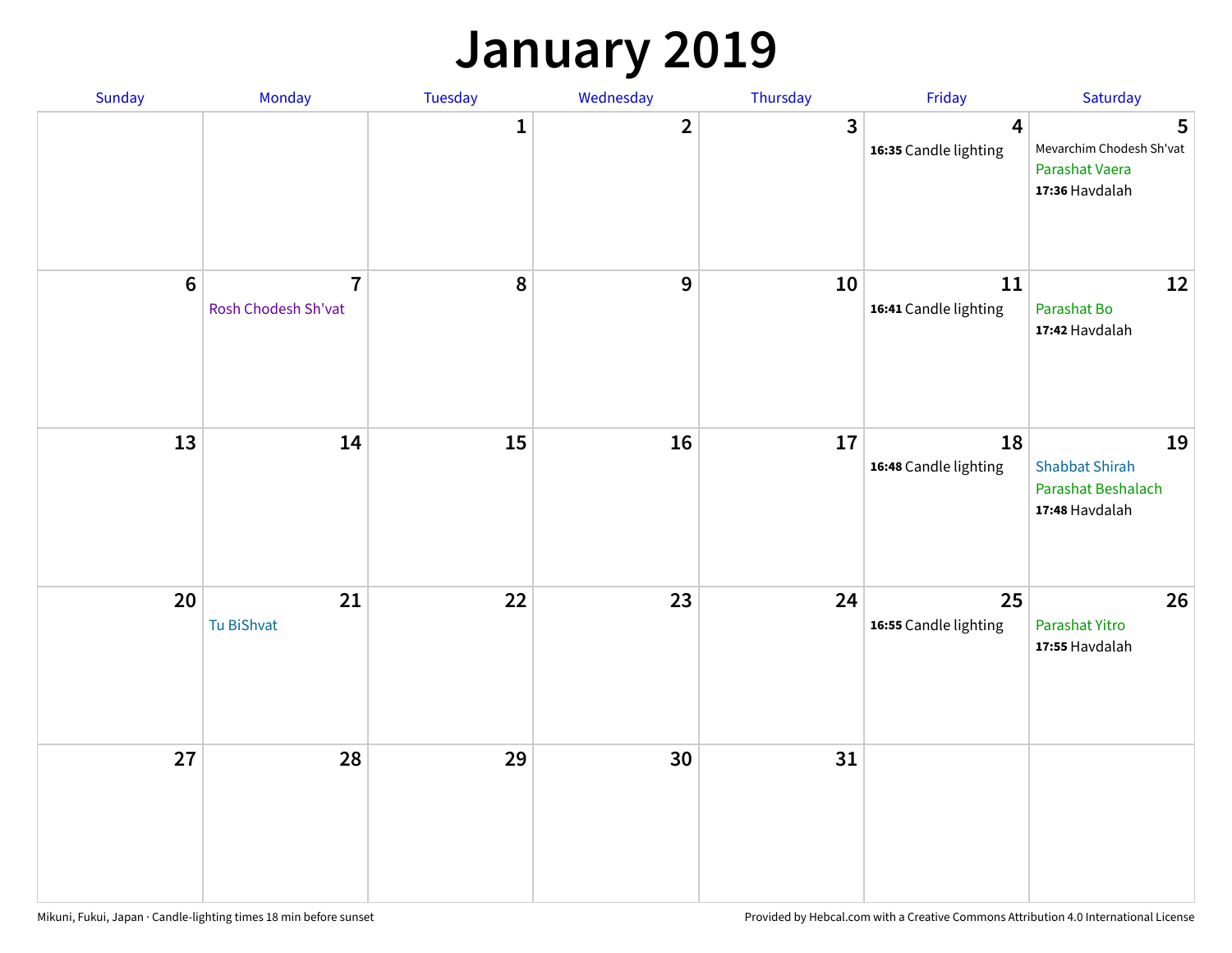# January 2019

| Sunday | Monday | Tuesday | Wednesday | Thursday | Friday | Saturday |
|---|---|---|---|---|---|---|
| | | 1 | 2 | 3 | 4<br>**16:35** Candle lighting | 5<br>Mevarchim Chodesh Sh'vat<br>Parashat Vaera<br>**17:36** Havdalah |
| 6 | 7<br>Rosh Chodesh Sh'vat | 8 | 9 | 10 | 11<br>**16:41** Candle lighting | 12<br>Parashat Bo<br>**17:42** Havdalah |
| 13 | 14 | 15 | 16 | 17 | 18<br>**16:48** Candle lighting | 19<br>Shabbat Shirah<br>Parashat Beshalach<br>**17:48** Havdalah |
| 20 | 21<br>Tu BiShvat | 22 | 23 | 24 | 25<br>**16:55** Candle lighting | 26<br>Parashat Yitro<br>**17:55** Havdalah |
| 27 | 28 | 29 | 30 | 31 | | |

Mikuni, Fukui, Japan · Candle-lighting times 18 min before sunset

Provided by Hebcal.com with a Creative Commons Attribution 4.0 International License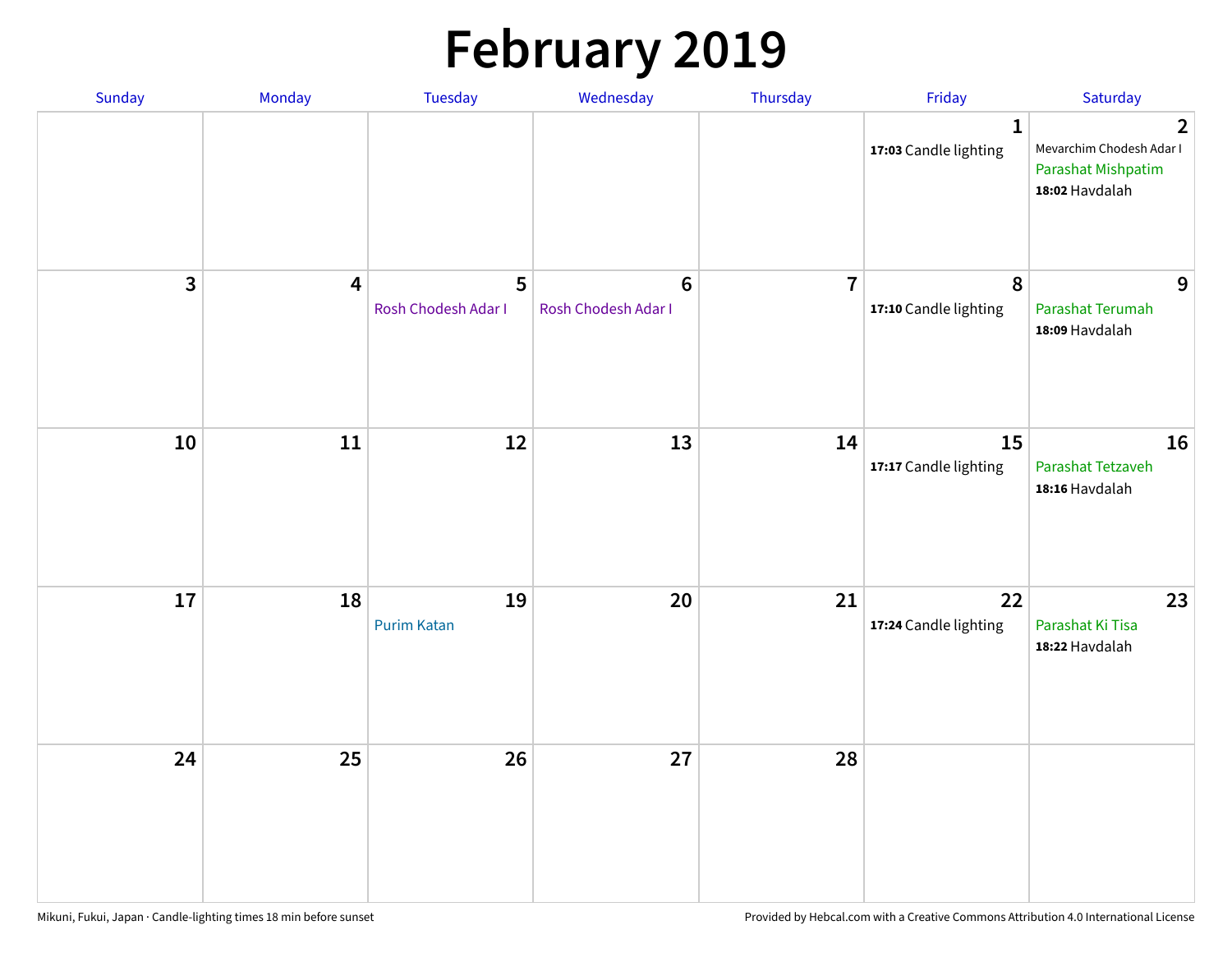# February 2019

| Sunday | Monday | Tuesday | Wednesday | Thursday | Friday | Saturday |
|---|---|---|---|---|---|---|
| | | | | | 1<br>**17:03** Candle lighting | 2<br>Mevarchim Chodesh Adar I<br>Parashat Mishpatim<br>**18:02** Havdalah |
| 3 | 4 | 5<br>Rosh Chodesh Adar I | 6<br>Rosh Chodesh Adar I | 7 | 8<br>**17:10** Candle lighting | 9<br>Parashat Terumah<br>**18:09** Havdalah |
| 10 | 11 | 12 | 13 | 14 | 15<br>**17:17** Candle lighting | 16<br>Parashat Tetzaveh<br>**18:16** Havdalah |
| 17 | 18 | 19<br>Purim Katan | 20 | 21 | 22<br>**17:24** Candle lighting | 23<br>Parashat Ki Tisa<br>**18:22** Havdalah |
| 24 | 25 | 26 | 27 | 28 | | |

Mikuni, Fukui, Japan · Candle-lighting times 18 min before sunset

Provided by Hebcal.com with a Creative Commons Attribution 4.0 International License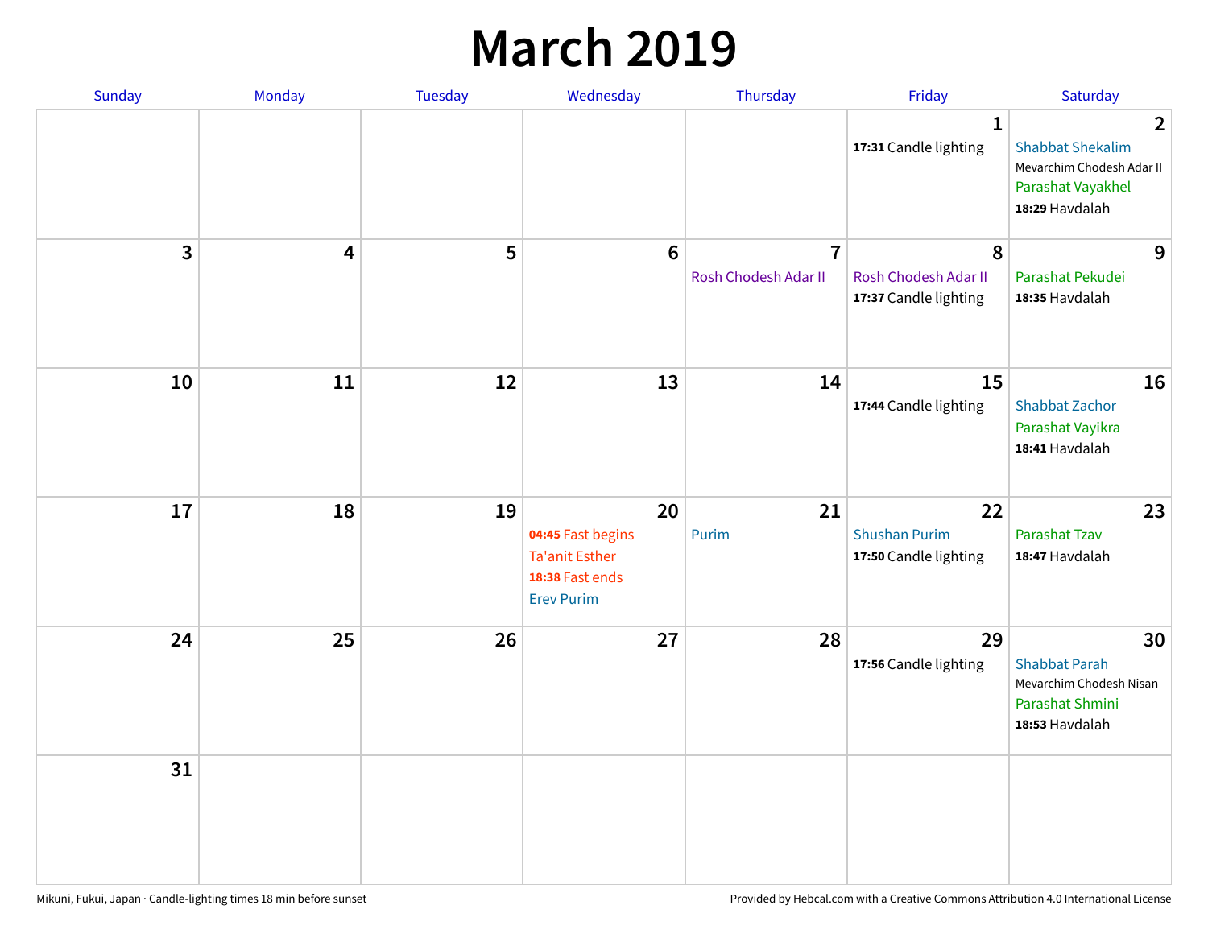# March 2019

| Sunday | Monday | Tuesday | Wednesday | Thursday | Friday | Saturday |
|---|---|---|---|---|---|---|
| | | | | | 1<br>**17:31** Candle lighting | 2<br>Shabbat Shekalim<br>Mevarchim Chodesh Adar II<br>Parashat Vayakhel<br>**18:29** Havdalah |
| 3 | 4 | 5 | 6 | 7<br>Rosh Chodesh Adar II | 8<br>Rosh Chodesh Adar II<br>**17:37** Candle lighting | 9<br>Parashat Pekudei<br>**18:35** Havdalah |
| 10 | 11 | 12 | 13 | 14 | 15<br>**17:44** Candle lighting | 16<br>Shabbat Zachor<br>Parashat Vayikra<br>**18:41** Havdalah |
| 17 | 18 | 19 | 20<br>**04:45** Fast begins<br>Ta'anit Esther<br>**18:38** Fast ends<br>Erev Purim | 21<br>Purim | 22<br>Shushan Purim<br>**17:50** Candle lighting | 23<br>Parashat Tzav<br>**18:47** Havdalah |
| 24 | 25 | 26 | 27 | 28 | 29<br>**17:56** Candle lighting | 30<br>Shabbat Parah<br>Mevarchim Chodesh Nisan<br>Parashat Shmini<br>**18:53** Havdalah |
| 31 | | | | | | |

Mikuni, Fukui, Japan · Candle-lighting times 18 min before sunset

Provided by Hebcal.com with a Creative Commons Attribution 4.0 International License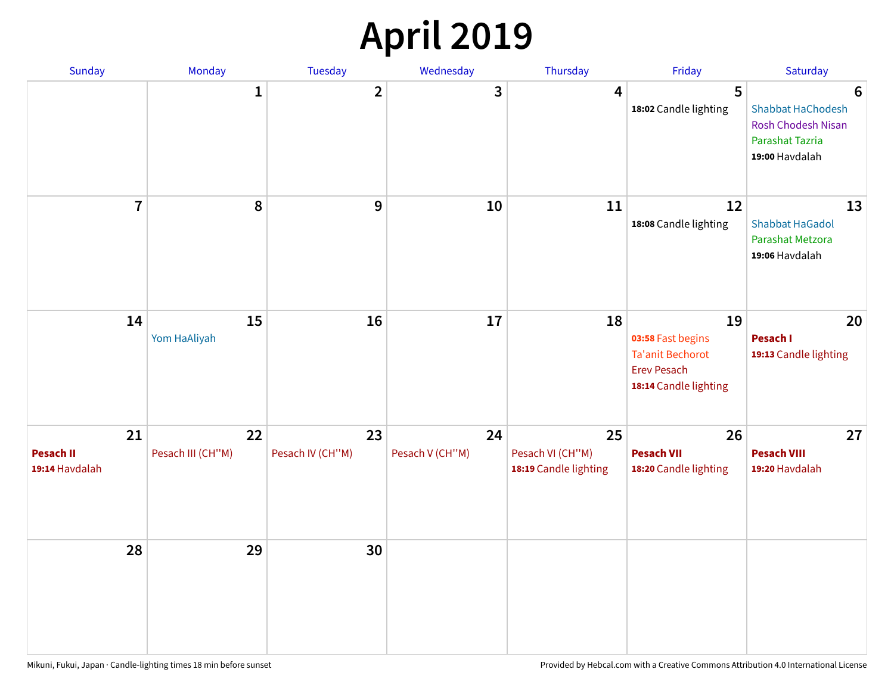# April 2019

| Sunday | Monday | Tuesday | Wednesday | Thursday | Friday | Saturday |
|---|---|---|---|---|---|---|
| | 1 | 2 | 3 | 4 | 5<br>**18:02** Candle lighting | 6<br>Shabbat HaChodesh<br>Rosh Chodesh Nisan<br>Parashat Tazria<br>**19:00** Havdalah |
| 7 | 8 | 9 | 10 | 11 | 12<br>**18:08** Candle lighting | 13<br>Shabbat HaGadol<br>Parashat Metzora<br>**19:06** Havdalah |
| 14 | 15<br>Yom HaAliyah | 16 | 17 | 18 | 19<br>**03:58** Fast begins<br>Ta'anit Bechorot<br>Erev Pesach<br>**18:14** Candle lighting | 20<br>**Pesach I**<br>**19:13** Candle lighting |
| 21<br>**Pesach II**<br>**19:14** Havdalah | 22<br>Pesach III (CH''M) | 23<br>Pesach IV (CH''M) | 24<br>Pesach V (CH''M) | 25<br>Pesach VI (CH''M)<br>**18:19** Candle lighting | 26<br>**Pesach VII**<br>**18:20** Candle lighting | 27<br>**Pesach VIII**<br>**19:20** Havdalah |
| 28 | 29 | 30 | | | | |

Mikuni, Fukui, Japan · Candle-lighting times 18 min before sunset

Provided by Hebcal.com with a Creative Commons Attribution 4.0 International License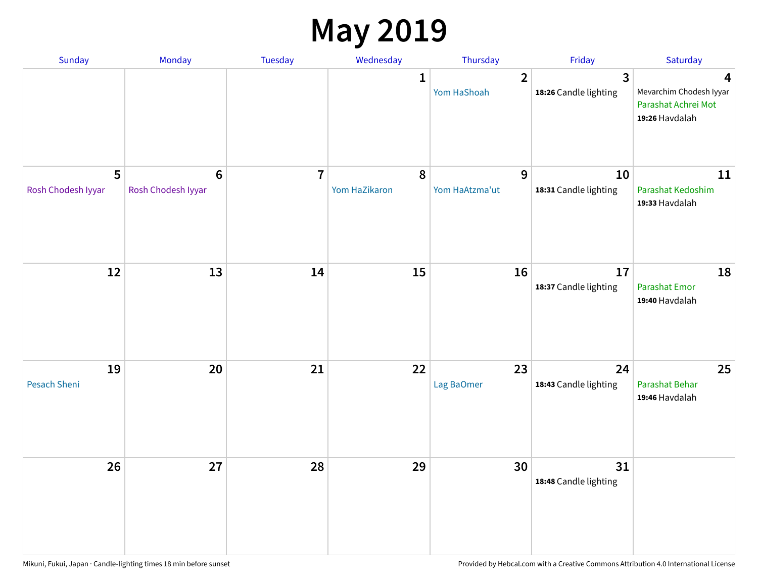# May 2019

| Sunday | Monday | Tuesday | Wednesday | Thursday | Friday | Saturday |
|---|---|---|---|---|---|---|
| | | | 1 | 2<br>Yom HaShoah | 3<br>**18:26** Candle lighting | 4<br>Mevarchim Chodesh Iyyar<br>Parashat Achrei Mot<br>**19:26** Havdalah |
| 5<br>Rosh Chodesh Iyyar | 6<br>Rosh Chodesh Iyyar | 7 | 8<br>Yom HaZikaron | 9<br>Yom HaAtzma'ut | 10<br>**18:31** Candle lighting | 11<br>Parashat Kedoshim<br>**19:33** Havdalah |
| 12 | 13 | 14 | 15 | 16 | 17<br>**18:37** Candle lighting | 18<br>Parashat Emor<br>**19:40** Havdalah |
| 19<br>Pesach Sheni | 20 | 21 | 22 | 23<br>Lag BaOmer | 24<br>**18:43** Candle lighting | 25<br>Parashat Behar<br>**19:46** Havdalah |
| 26 | 27 | 28 | 29 | 30 | 31<br>**18:48** Candle lighting | |

Mikuni, Fukui, Japan · Candle-lighting times 18 min before sunset

Provided by Hebcal.com with a Creative Commons Attribution 4.0 International License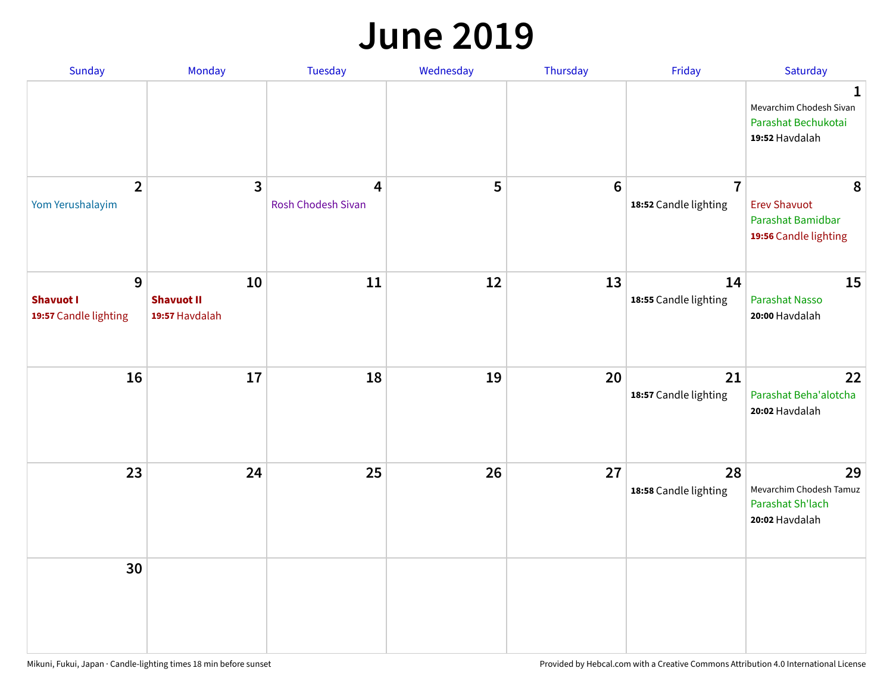# June 2019

| Sunday | Monday | Tuesday | Wednesday | Thursday | Friday | Saturday |
|---|---|---|---|---|---|---|
| | | | | | | **1**<br>Mevarchim Chodesh Sivan<br>Parashat Bechukotai<br>**19:52** Havdalah |
| **2**<br>Yom Yerushalayim | **3** | **4**<br>Rosh Chodesh Sivan | **5** | **6** | **7**<br>**18:52** Candle lighting | **8**<br>Erev Shavuot<br>Parashat Bamidbar<br>**19:56** Candle lighting |
| **9**<br>**Shavuot I**<br>**19:57** Candle lighting | **10**<br>**Shavuot II**<br>**19:57** Havdalah | **11** | **12** | **13** | **14**<br>**18:55** Candle lighting | **15**<br>Parashat Nasso<br>**20:00** Havdalah |
| **16** | **17** | **18** | **19** | **20** | **21**<br>**18:57** Candle lighting | **22**<br>Parashat Beha'alotcha<br>**20:02** Havdalah |
| **23** | **24** | **25** | **26** | **27** | **28**<br>**18:58** Candle lighting | **29**<br>Mevarchim Chodesh Tamuz<br>Parashat Sh'lach<br>**20:02** Havdalah |
| **30** | | | | | | |

Mikuni, Fukui, Japan · Candle-lighting times 18 min before sunset

Provided by Hebcal.com with a Creative Commons Attribution 4.0 International License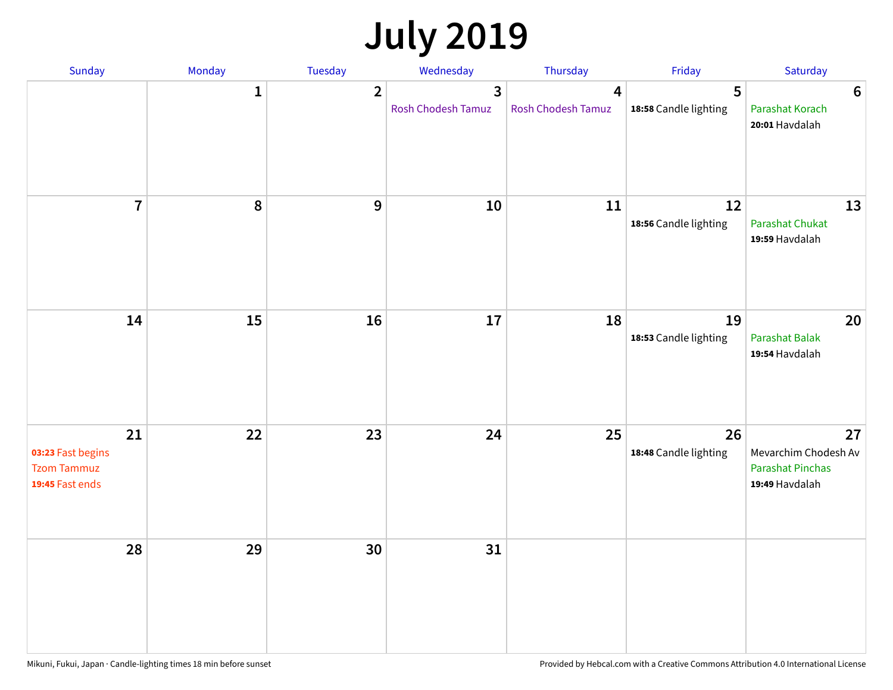# July 2019

| Sunday | Monday | Tuesday | Wednesday | Thursday | Friday | Saturday |
|---|---|---|---|---|---|---|
| | 1 | 2 | 3<br>Rosh Chodesh Tamuz | 4<br>Rosh Chodesh Tamuz | 5<br>**18:58** Candle lighting | 6<br>Parashat Korach<br>**20:01** Havdalah |
| 7 | 8 | 9 | 10 | 11 | 12<br>**18:56** Candle lighting | 13<br>Parashat Chukat<br>**19:59** Havdalah |
| 14 | 15 | 16 | 17 | 18 | 19<br>**18:53** Candle lighting | 20<br>Parashat Balak<br>**19:54** Havdalah |
| 21<br>**03:23** Fast begins<br>Tzom Tammuz<br>**19:45** Fast ends | 22 | 23 | 24 | 25 | 26<br>**18:48** Candle lighting | 27<br>Mevarchim Chodesh Av<br>Parashat Pinchas<br>**19:49** Havdalah |
| 28 | 29 | 30 | 31 | | | |

Mikuni, Fukui, Japan · Candle-lighting times 18 min before sunset

Provided by Hebcal.com with a Creative Commons Attribution 4.0 International License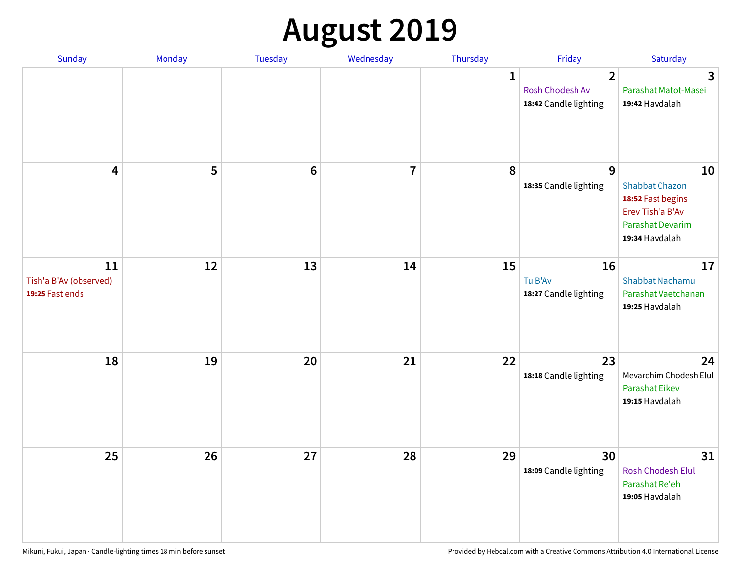# August 2019

| Sunday | Monday | Tuesday | Wednesday | Thursday | Friday | Saturday |
|---|---|---|---|---|---|---|
| | | | | 1 | 2<br>Rosh Chodesh Av<br>**18:42** Candle lighting | 3<br>Parashat Matot-Masei<br>**19:42** Havdalah |
| 4 | 5 | 6 | 7 | 8 | 9<br>**18:35** Candle lighting | 10<br>Shabbat Chazon<br>**18:52** Fast begins<br>Erev Tish'a B'Av<br>Parashat Devarim<br>**19:34** Havdalah |
| 11<br>Tish'a B'Av (observed)<br>**19:25** Fast ends | 12 | 13 | 14 | 15 | 16<br>Tu B'Av<br>**18:27** Candle lighting | 17<br>Shabbat Nachamu<br>Parashat Vaetchanan<br>**19:25** Havdalah |
| 18 | 19 | 20 | 21 | 22 | 23<br>**18:18** Candle lighting | 24<br>Mevarchim Chodesh Elul<br>Parashat Eikev<br>**19:15** Havdalah |
| 25 | 26 | 27 | 28 | 29 | 30<br>**18:09** Candle lighting | 31<br>Rosh Chodesh Elul<br>Parashat Re'eh<br>**19:05** Havdalah |

Mikuni, Fukui, Japan · Candle-lighting times 18 min before sunset

Provided by Hebcal.com with a Creative Commons Attribution 4.0 International License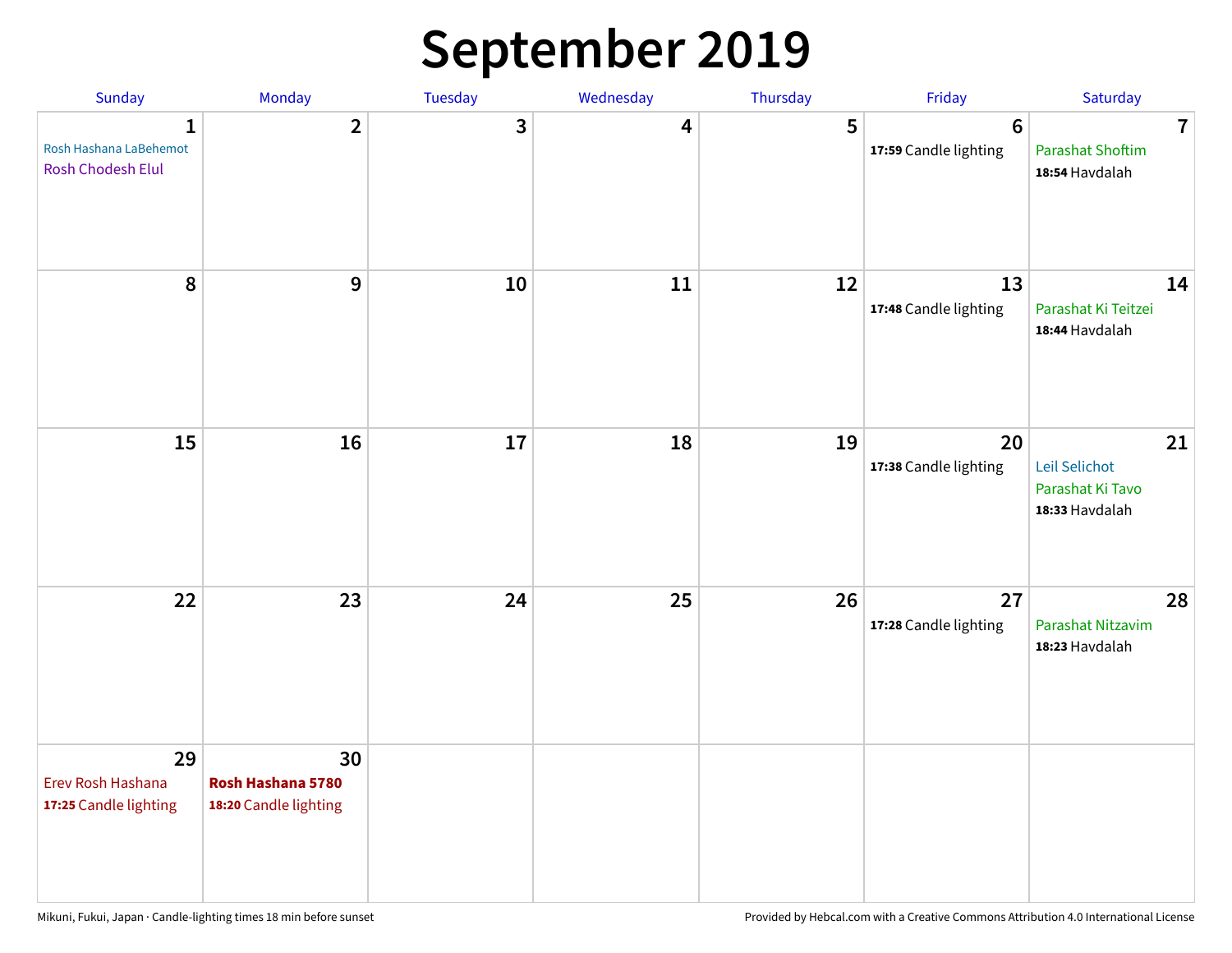# September 2019

| Sunday | Monday | Tuesday | Wednesday | Thursday | Friday | Saturday |
|---|---|---|---|---|---|---|
| 1<br>Rosh Hashana LaBehemot<br>Rosh Chodesh Elul | 2 | 3 | 4 | 5 | 6<br>**17:59** Candle lighting | 7<br>Parashat Shoftim<br>**18:54** Havdalah |
| 8 | 9 | 10 | 11 | 12 | 13<br>**17:48** Candle lighting | 14<br>Parashat Ki Teitzei<br>**18:44** Havdalah |
| 15 | 16 | 17 | 18 | 19 | 20<br>**17:38** Candle lighting | 21<br>Leil Selichot<br>Parashat Ki Tavo<br>**18:33** Havdalah |
| 22 | 23 | 24 | 25 | 26 | 27<br>**17:28** Candle lighting | 28<br>Parashat Nitzavim<br>**18:23** Havdalah |
| 29<br>Erev Rosh Hashana<br>**17:25** Candle lighting | 30<br>**Rosh Hashana 5780**<br>**18:20** Candle lighting | | | | | |

Mikuni, Fukui, Japan · Candle-lighting times 18 min before sunset

Provided by Hebcal.com with a Creative Commons Attribution 4.0 International License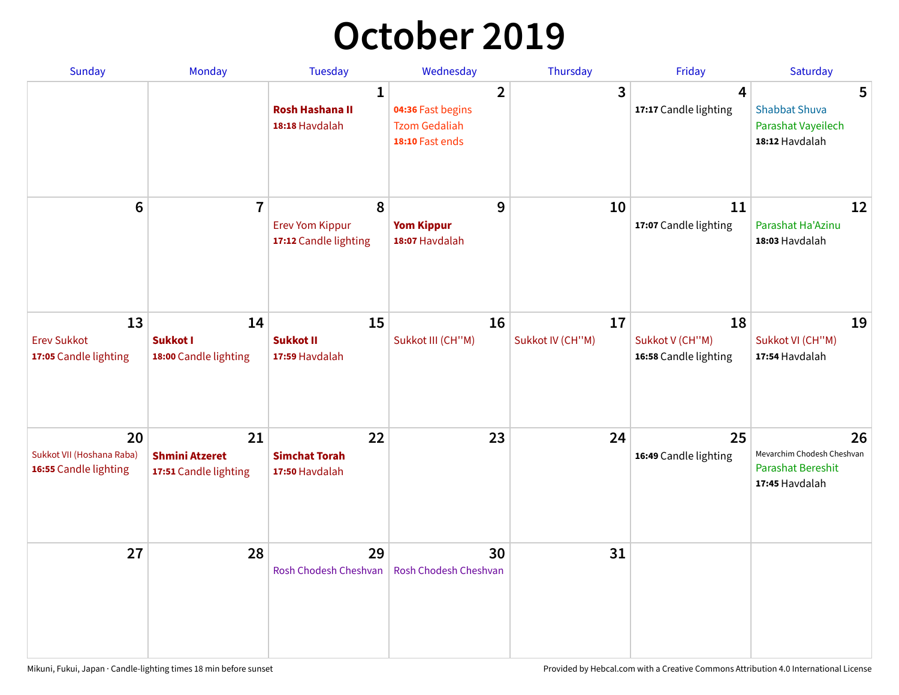# October 2019

| Sunday | Monday | Tuesday | Wednesday | Thursday | Friday | Saturday |
|---|---|---|---|---|---|---|
| | | **1**<br>**Rosh Hashana II**<br>**18:18** Havdalah | **2**<br>**04:36** Fast begins<br>Tzom Gedaliah<br>**18:10** Fast ends | **3** | **4**<br>**17:17** Candle lighting | **5**<br>Shabbat Shuva<br>Parashat Vayeilech<br>**18:12** Havdalah |
| **6** | **7** | **8**<br>Erev Yom Kippur<br>**17:12** Candle lighting | **9**<br>**Yom Kippur**<br>**18:07** Havdalah | **10** | **11**<br>**17:07** Candle lighting | **12**<br>Parashat Ha'Azinu<br>**18:03** Havdalah |
| **13**<br>Erev Sukkot<br>**17:05** Candle lighting | **14**<br>**Sukkot I**<br>**18:00** Candle lighting | **15**<br>**Sukkot II**<br>**17:59** Havdalah | **16**<br>Sukkot III (CH''M) | **17**<br>Sukkot IV (CH''M) | **18**<br>Sukkot V (CH''M)<br>**16:58** Candle lighting | **19**<br>Sukkot VI (CH''M)<br>**17:54** Havdalah |
| **20**<br>Sukkot VII (Hoshana Raba)<br>**16:55** Candle lighting | **21**<br>**Shmini Atzeret**<br>**17:51** Candle lighting | **22**<br>**Simchat Torah**<br>**17:50** Havdalah | **23** | **24** | **25**<br>**16:49** Candle lighting | **26**<br>Mevarchim Chodesh Cheshvan<br>Parashat Bereshit<br>**17:45** Havdalah |
| **27** | **28** | **29**<br>Rosh Chodesh Cheshvan | **30**<br>Rosh Chodesh Cheshvan | **31** | | |

Mikuni, Fukui, Japan · Candle-lighting times 18 min before sunset

Provided by Hebcal.com with a Creative Commons Attribution 4.0 International License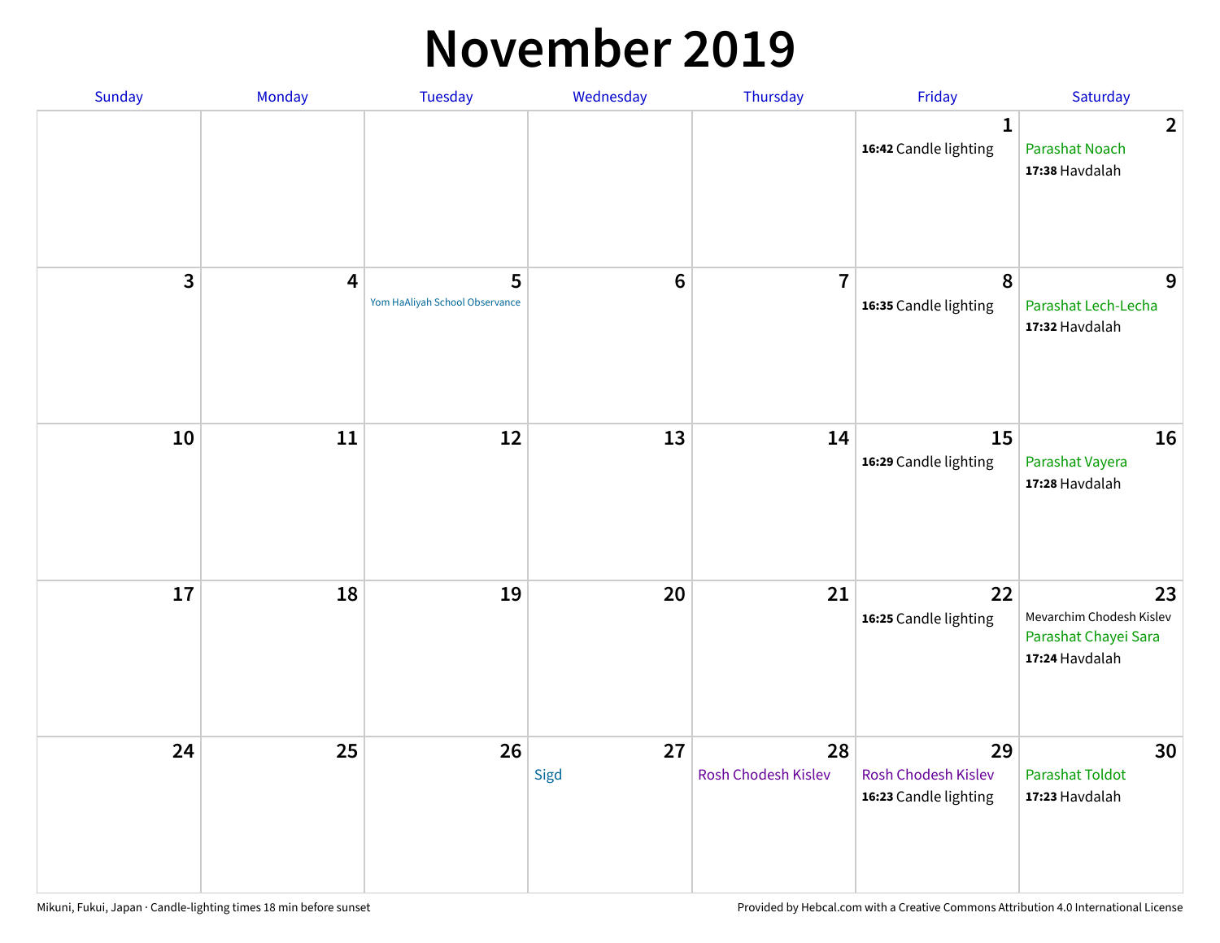# November 2019

| Sunday | Monday | Tuesday | Wednesday | Thursday | Friday | Saturday |
|---|---|---|---|---|---|---|
| | | | | | 1<br>**16:42** Candle lighting | 2<br>Parashat Noach<br>**17:38** Havdalah |
| 3 | 4 | 5<br>Yom HaAliyah School Observance | 6 | 7 | 8<br>**16:35** Candle lighting | 9<br>Parashat Lech-Lecha<br>**17:32** Havdalah |
| 10 | 11 | 12 | 13 | 14 | 15<br>**16:29** Candle lighting | 16<br>Parashat Vayera<br>**17:28** Havdalah |
| 17 | 18 | 19 | 20 | 21 | 22<br>**16:25** Candle lighting | 23<br>Mevarchim Chodesh Kislev<br>Parashat Chayei Sara<br>**17:24** Havdalah |
| 24 | 25 | 26 | 27<br>Sigd | 28<br>Rosh Chodesh Kislev | 29<br>Rosh Chodesh Kislev<br>**16:23** Candle lighting | 30<br>Parashat Toldot<br>**17:23** Havdalah |

Mikuni, Fukui, Japan · Candle-lighting times 18 min before sunset

Provided by Hebcal.com with a Creative Commons Attribution 4.0 International License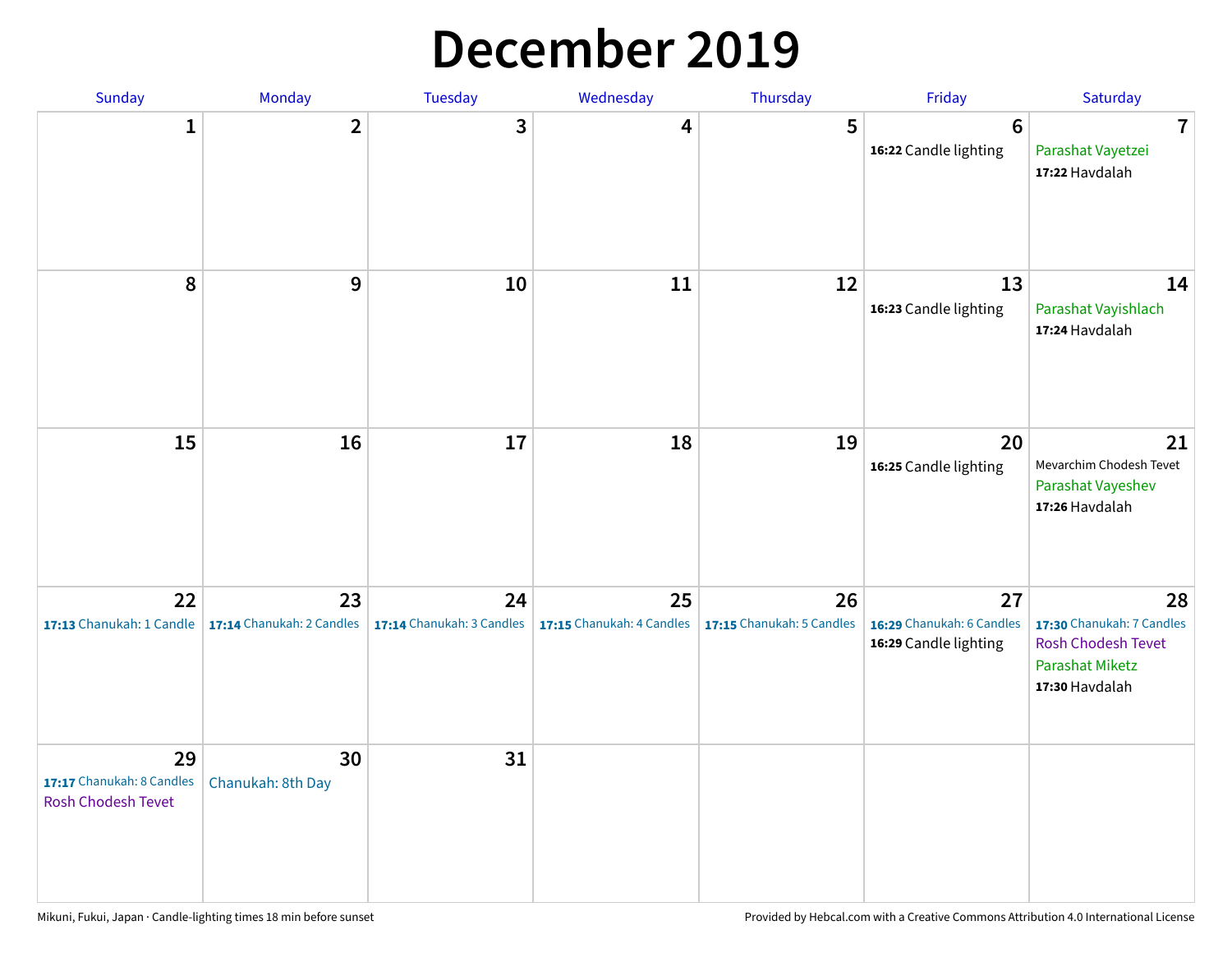# December 2019

| Sunday | Monday | Tuesday | Wednesday | Thursday | Friday | Saturday |
|---|---|---|---|---|---|---|
| 1 | 2 | 3 | 4 | 5 | 6<br>**16:22** Candle lighting | 7<br>Parashat Vayetzei<br>**17:22** Havdalah |
| 8 | 9 | 10 | 11 | 12 | 13<br>**16:23** Candle lighting | 14<br>Parashat Vayishlach<br>**17:24** Havdalah |
| 15 | 16 | 17 | 18 | 19 | 20<br>**16:25** Candle lighting | 21<br>Mevarchim Chodesh Tevet<br>Parashat Vayeshev<br>**17:26** Havdalah |
| 22<br>**17:13** Chanukah: 1 Candle | 23<br>**17:14** Chanukah: 2 Candles | 24<br>**17:14** Chanukah: 3 Candles | 25<br>**17:15** Chanukah: 4 Candles | 26<br>**17:15** Chanukah: 5 Candles | 27<br>**16:29** Chanukah: 6 Candles<br>**16:29** Candle lighting | 28<br>**17:30** Chanukah: 7 Candles<br>Rosh Chodesh Tevet<br>Parashat Miketz<br>**17:30** Havdalah |
| 29<br>**17:17** Chanukah: 8 Candles<br>Rosh Chodesh Tevet | 30<br>Chanukah: 8th Day | 31 | | | | |

Mikuni, Fukui, Japan · Candle-lighting times 18 min before sunset

Provided by Hebcal.com with a Creative Commons Attribution 4.0 International License